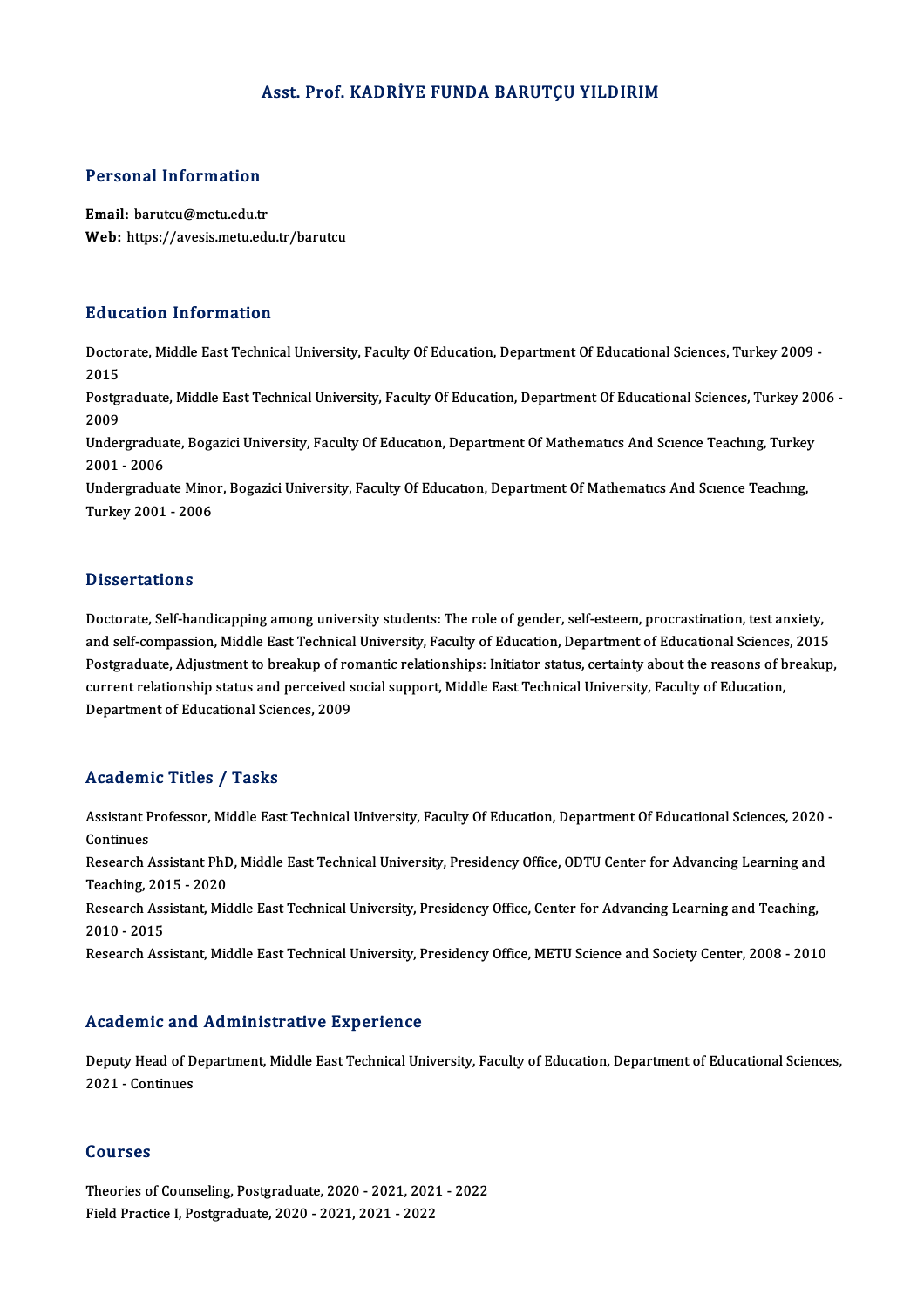# Asst. Prof. KADRİYE FUNDA BARUTÇU YILDIRIM

## Personal Information

**Email:** barutcu@metu.edu.tr
**Web:** https://avesis.metu.edu.tr/barutcu

## Education Information

Doctorate, Middle East Technical University, Faculty Of Education, Department Of Educational Sciences, Turkey 2009 - 2015
Postgraduate, Middle East Technical University, Faculty Of Education, Department Of Educational Sciences, Turkey 2006 - 2009
Undergraduate, Bogazici University, Faculty Of Educatıon, Department Of Mathematıcs And Scıence Teachıng, Turkey 2001 - 2006
Undergraduate Minor, Bogazici University, Faculty Of Educatıon, Department Of Mathematıcs And Scıence Teachıng, Turkey 2001 - 2006

## Dissertations

Doctorate, Self-handicapping among university students: The role of gender, self-esteem, procrastination, test anxiety, and self-compassion, Middle East Technical University, Faculty of Education, Department of Educational Sciences, 2015
Postgraduate, Adjustment to breakup of romantic relationships: Initiator status, certainty about the reasons of breakup, current relationship status and perceived social support, Middle East Technical University, Faculty of Education, Department of Educational Sciences, 2009

## Academic Titles / Tasks

Assistant Professor, Middle East Technical University, Faculty Of Education, Department Of Educational Sciences, 2020 - Continues
Research Assistant PhD, Middle East Technical University, Presidency Office, ODTU Center for Advancing Learning and Teaching, 2015 - 2020
Research Assistant, Middle East Technical University, Presidency Office, Center for Advancing Learning and Teaching, 2010 - 2015
Research Assistant, Middle East Technical University, Presidency Office, METU Science and Society Center, 2008 - 2010

## Academic and Administrative Experience

Deputy Head of Department, Middle East Technical University, Faculty of Education, Department of Educational Sciences, 2021 - Continues

## Courses

Theories of Counseling, Postgraduate, 2020 - 2021, 2021 - 2022
Field Practice I, Postgraduate, 2020 - 2021, 2021 - 2022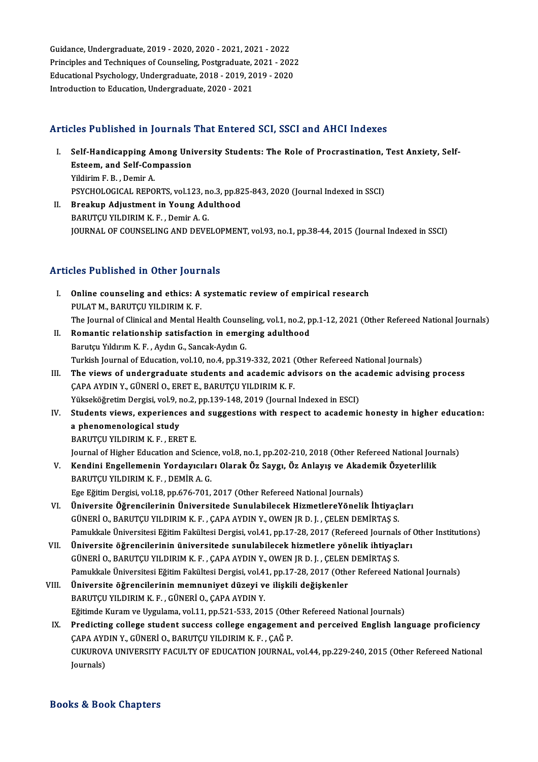Guidance, Undergraduate, 2019 - 2020, 2020 - 2021, 2021 - 2022
Principles and Techniques of Counseling, Postgraduate, 2021 - 2022
Educational Psychology, Undergraduate, 2018 - 2019, 2019 - 2020
Introduction to Education, Undergraduate, 2020 - 2021

## Articles Published in Journals That Entered SCI, SSCI and AHCI Indexes

I. **Self-Handicapping Among University Students: The Role of Procrastination, Test Anxiety, Self-Esteem, and Self-Compassion**
Yildirim F. B. , Demir A.
PSYCHOLOGICAL REPORTS, vol.123, no.3, pp.825-843, 2020 (Journal Indexed in SSCI)

II. **Breakup Adjustment in Young Adulthood**
BARUTÇU YILDIRIM K. F. , Demir A. G.
JOURNAL OF COUNSELING AND DEVELOPMENT, vol.93, no.1, pp.38-44, 2015 (Journal Indexed in SSCI)

## Articles Published in Other Journals

I. **Online counseling and ethics: A systematic review of empirical research**
PULAT M., BARUTÇU YILDIRIM K. F.
The Journal of Clinical and Mental Health Counseling, vol.1, no.2, pp.1-12, 2021 (Other Refereed National Journals)

II. **Romantic relationship satisfaction in emerging adulthood**
Barutçu Yıldırım K. F. , Aydın G., Sancak-Aydın G.
Turkish Journal of Education, vol.10, no.4, pp.319-332, 2021 (Other Refereed National Journals)

III. **The views of undergraduate students and academic advisors on the academic advising process**
ÇAPA AYDIN Y., GÜNERİ O., ERET E., BARUTÇU YILDIRIM K. F.
Yükseköğretim Dergisi, vol.9, no.2, pp.139-148, 2019 (Journal Indexed in ESCI)

IV. **Students views, experiences and suggestions with respect to academic honesty in higher education: a phenomenological study**
BARUTÇU YILDIRIM K. F. , ERET E.
Journal of Higher Education and Science, vol.8, no.1, pp.202-210, 2018 (Other Refereed National Journals)

V. **Kendini Engellemenin Yordayıcıları Olarak Öz Saygı, Öz Anlayış ve Akademik Özyeterlilik**
BARUTÇU YILDIRIM K. F. , DEMİR A. G.
Ege Eğitim Dergisi, vol.18, pp.676-701, 2017 (Other Refereed National Journals)

VI. **Üniversite Öğrencilerinin Üniversitede Sunulabilecek HizmetlereYönelik İhtiyaçları**
GÜNERİ O., BARUTÇU YILDIRIM K. F. , ÇAPA AYDIN Y., OWEN JR D. J. , ÇELEN DEMİRTAŞ S.
Pamukkale Üniversitesi Eğitim Fakültesi Dergisi, vol.41, pp.17-28, 2017 (Refereed Journals of Other Institutions)

VII. **Üniversite öğrencilerinin üniversitede sunulabilecek hizmetlere yönelik ihtiyaçları**
GÜNERİ O., BARUTÇU YILDIRIM K. F. , ÇAPA AYDIN Y., OWEN JR D. J. , ÇELEN DEMİRTAŞ S.
Pamukkale Üniversitesi Eğitim Fakültesi Dergisi, vol.41, pp.17-28, 2017 (Other Refereed National Journals)

VIII. **Üniversite öğrencilerinin memnuniyet düzeyi ve ilişkili değişkenler**
BARUTÇU YILDIRIM K. F. , GÜNERİ O., ÇAPA AYDIN Y.
Eğitimde Kuram ve Uygulama, vol.11, pp.521-533, 2015 (Other Refereed National Journals)

IX. **Predicting college student success college engagement and perceived English language proficiency**
ÇAPA AYDIN Y., GÜNERİ O., BARUTÇU YILDIRIM K. F. , ÇAĞ P.
CUKUROVA UNIVERSITY FACULTY OF EDUCATION JOURNAL, vol.44, pp.229-240, 2015 (Other Refereed National Journals)

## Books & Book Chapters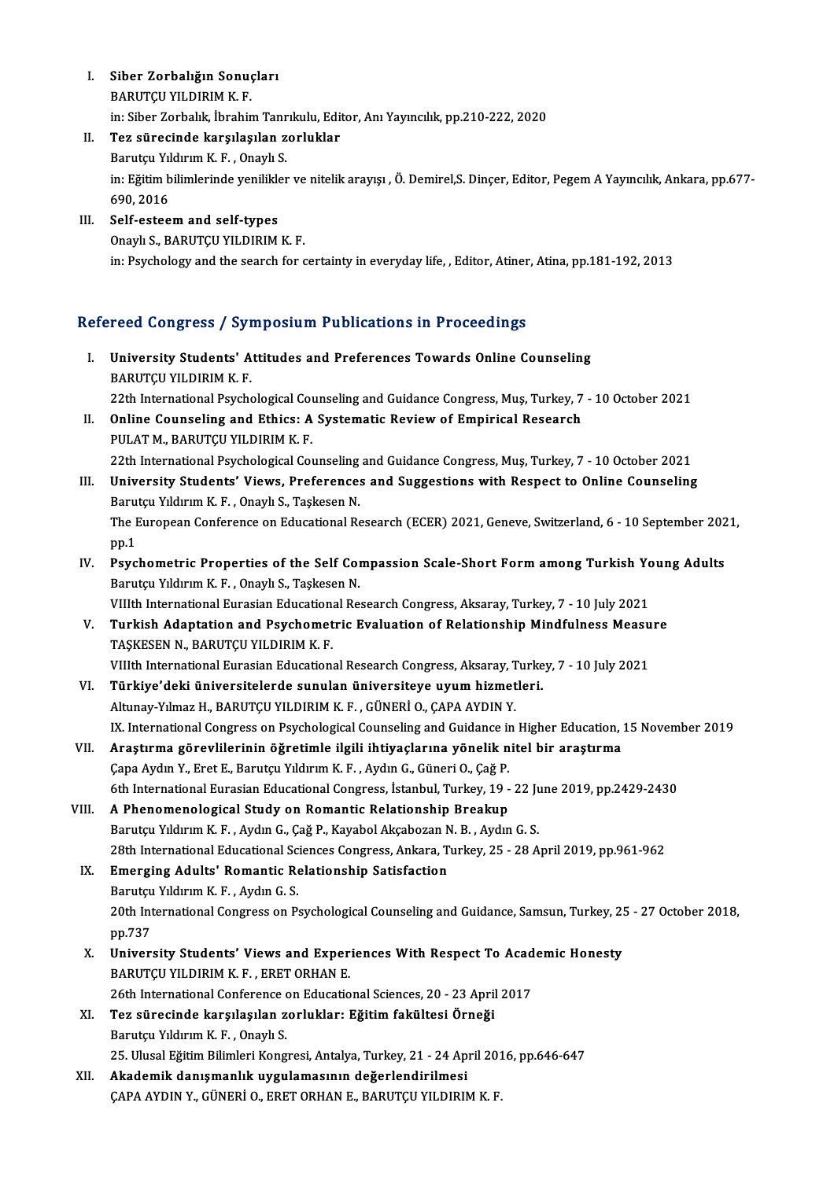I. **Siber Zorbalığın Sonuçları**
   BARUTÇU YILDIRIM K. F.
   in: Siber Zorbalık, İbrahim Tanrıkulu, Editor, Anı Yayıncılık, pp.210-222, 2020
II. **Tez sürecinde karşılaşılan zorluklar**
   Barutçu Yıldırım K. F. , Onaylı S.
   in: Eğitim bilimlerinde yenilikler ve nitelik arayışı , Ö. Demirel,S. Dinçer, Editor, Pegem A Yayıncılık, Ankara, pp.677-690, 2016
III. **Self-esteem and self-types**
   Onaylı S., BARUTÇU YILDIRIM K. F.
   in: Psychology and the search for certainty in everyday life, , Editor, Atiner, Atina, pp.181-192, 2013

## Refereed Congress / Symposium Publications in Proceedings

I. **University Students' Attitudes and Preferences Towards Online Counseling**
   BARUTÇU YILDIRIM K. F.
   22th International Psychological Counseling and Guidance Congress, Muş, Turkey, 7 - 10 October 2021
II. **Online Counseling and Ethics: A Systematic Review of Empirical Research**
   PULAT M., BARUTÇU YILDIRIM K. F.
   22th International Psychological Counseling and Guidance Congress, Muş, Turkey, 7 - 10 October 2021
III. **University Students' Views, Preferences and Suggestions with Respect to Online Counseling**
   Barutçu Yıldırım K. F. , Onaylı S., Taşkesen N.
   The European Conference on Educational Research (ECER) 2021, Geneve, Switzerland, 6 - 10 September 2021, pp.1
IV. **Psychometric Properties of the Self Compassion Scale-Short Form among Turkish Young Adults**
   Barutçu Yıldırım K. F. , Onaylı S., Taşkesen N.
   VIIIth International Eurasian Educational Research Congress, Aksaray, Turkey, 7 - 10 July 2021
V. **Turkish Adaptation and Psychometric Evaluation of Relationship Mindfulness Measure**
   TAŞKESEN N., BARUTÇU YILDIRIM K. F.
   VIIIth International Eurasian Educational Research Congress, Aksaray, Turkey, 7 - 10 July 2021
VI. **Türkiye'deki üniversitelerde sunulan üniversiteye uyum hizmetleri.**
   Altunay-Yılmaz H., BARUTÇU YILDIRIM K. F. , GÜNERİ O., ÇAPA AYDIN Y.
   IX. International Congress on Psychological Counseling and Guidance in Higher Education, 15 November 2019
VII. **Araştırma görevlilerinin öğretimle ilgili ihtiyaçlarına yönelik nitel bir araştırma**
   Çapa Aydın Y., Eret E., Barutçu Yıldırım K. F. , Aydın G., Güneri O., Çağ P.
   6th International Eurasian Educational Congress, İstanbul, Turkey, 19 - 22 June 2019, pp.2429-2430
VIII. **A Phenomenological Study on Romantic Relationship Breakup**
   Barutçu Yıldırım K. F. , Aydın G., Çağ P., Kayabol Akçabozan N. B. , Aydın G. S.
   28th International Educational Sciences Congress, Ankara, Turkey, 25 - 28 April 2019, pp.961-962
IX. **Emerging Adults' Romantic Relationship Satisfaction**
   Barutçu Yıldırım K. F. , Aydın G. S.
   20th International Congress on Psychological Counseling and Guidance, Samsun, Turkey, 25 - 27 October 2018, pp.737
X. **University Students' Views and Experiences With Respect To Academic Honesty**
   BARUTÇU YILDIRIM K. F. , ERET ORHAN E.
   26th International Conference on Educational Sciences, 20 - 23 April 2017
XI. **Tez sürecinde karşılaşılan zorluklar: Eğitim fakültesi Örneği**
   Barutçu Yıldırım K. F. , Onaylı S.
   25. Ulusal Eğitim Bilimleri Kongresi, Antalya, Turkey, 21 - 24 April 2016, pp.646-647
XII. **Akademik danışmanlık uygulamasının değerlendirilmesi**
   ÇAPA AYDIN Y., GÜNERİ O., ERET ORHAN E., BARUTÇU YILDIRIM K. F.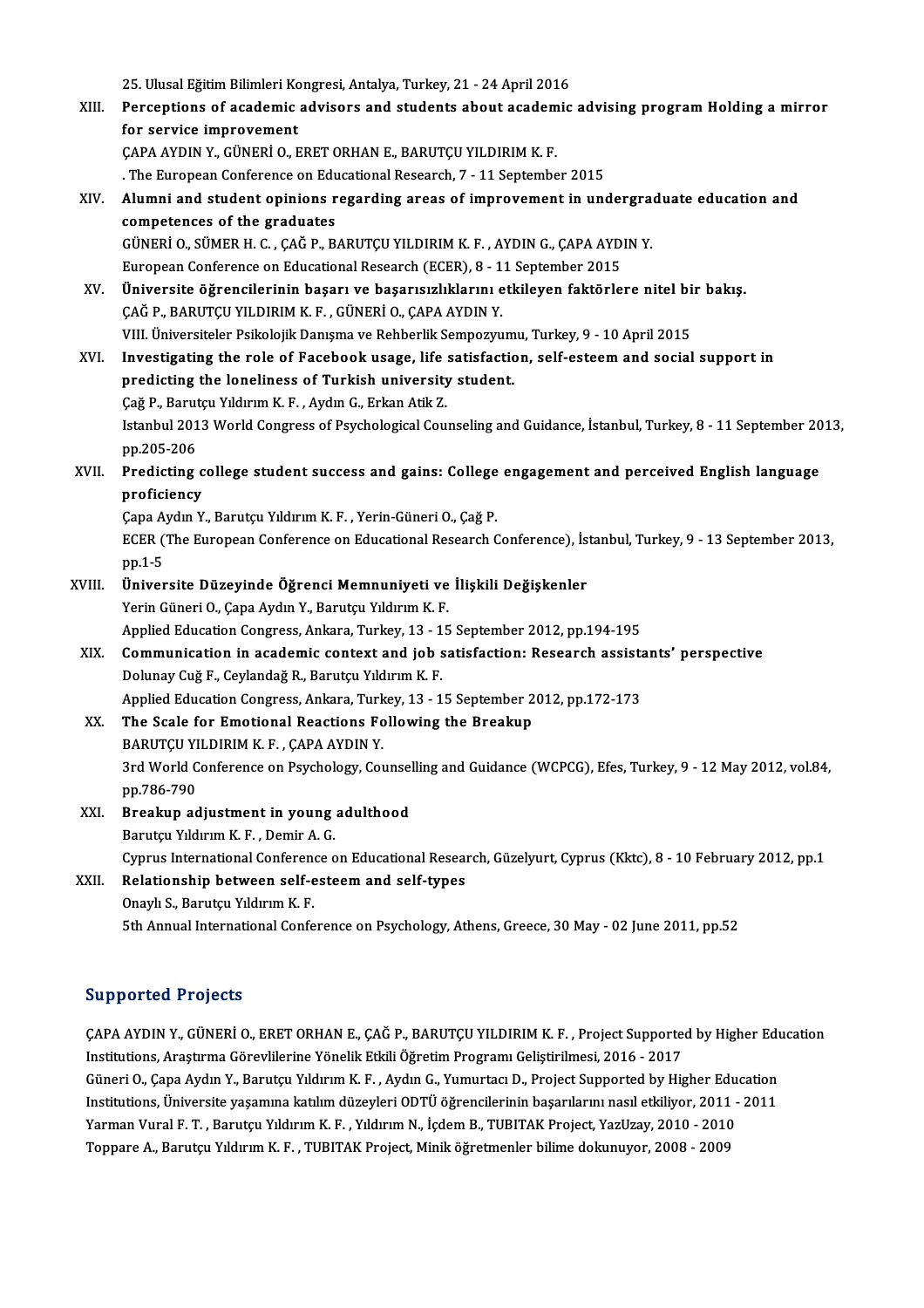25. Ulusal Eğitim Bilimleri Kongresi, Antalya, Turkey, 21 - 24 April 2016

XIII. **Perceptions of academic advisors and students about academic advising program Holding a mirror for service improvement**
ÇAPA AYDIN Y., GÜNERİ O., ERET ORHAN E., BARUTÇU YILDIRIM K. F.
. The European Conference on Educational Research, 7 - 11 September 2015

XIV. **Alumni and student opinions regarding areas of improvement in undergraduate education and competences of the graduates**
GÜNERİ O., SÜMER H. C. , ÇAĞ P., BARUTÇU YILDIRIM K. F. , AYDIN G., ÇAPA AYDIN Y.
European Conference on Educational Research (ECER), 8 - 11 September 2015

XV. **Üniversite öğrencilerinin başarı ve başarısızlıklarını etkileyen faktörlere nitel bir bakış.**
ÇAĞ P., BARUTÇU YILDIRIM K. F. , GÜNERİ O., ÇAPA AYDIN Y.
VIII. Üniversiteler Psikolojik Danışma ve Rehberlik Sempozyumu, Turkey, 9 - 10 April 2015

XVI. **Investigating the role of Facebook usage, life satisfaction, self-esteem and social support in predicting the loneliness of Turkish university student.**
Çağ P., Barutçu Yıldırım K. F. , Aydın G., Erkan Atik Z.
Istanbul 2013 World Congress of Psychological Counseling and Guidance, İstanbul, Turkey, 8 - 11 September 2013, pp.205-206

XVII. **Predicting college student success and gains: College engagement and perceived English language proficiency**
Çapa Aydın Y., Barutçu Yıldırım K. F. , Yerin-Güneri O., Çağ P.
ECER (The European Conference on Educational Research Conference), İstanbul, Turkey, 9 - 13 September 2013, pp.1-5

XVIII. **Üniversite Düzeyinde Öğrenci Memnuniyeti ve İlişkili Değişkenler**
Yerin Güneri O., Çapa Aydın Y., Barutçu Yıldırım K. F.
Applied Education Congress, Ankara, Turkey, 13 - 15 September 2012, pp.194-195

XIX. **Communication in academic context and job satisfaction: Research assistants' perspective**
Dolunay Cuğ F., Ceylandağ R., Barutçu Yıldırım K. F.
Applied Education Congress, Ankara, Turkey, 13 - 15 September 2012, pp.172-173

XX. **The Scale for Emotional Reactions Following the Breakup**
BARUTÇU YILDIRIM K. F. , ÇAPA AYDIN Y.
3rd World Conference on Psychology, Counselling and Guidance (WCPCG), Efes, Turkey, 9 - 12 May 2012, vol.84, pp.786-790

XXI. **Breakup adjustment in young adulthood**
Barutçu Yıldırım K. F. , Demir A. G.
Cyprus International Conference on Educational Research, Güzelyurt, Cyprus (Kktc), 8 - 10 February 2012, pp.1

XXII. **Relationship between self-esteem and self-types**
Onaylı S., Barutçu Yıldırım K. F.
5th Annual International Conference on Psychology, Athens, Greece, 30 May - 02 June 2011, pp.52

## Supported Projects

ÇAPA AYDIN Y., GÜNERİ O., ERET ORHAN E., ÇAĞ P., BARUTÇU YILDIRIM K. F. , Project Supported by Higher Education Institutions, Araştırma Görevlilerine Yönelik Etkili Öğretim Programı Geliştirilmesi, 2016 - 2017

Güneri O., Çapa Aydın Y., Barutçu Yıldırım K. F. , Aydın G., Yumurtacı D., Project Supported by Higher Education Institutions, Üniversite yaşamına katılım düzeyleri ODTÜ öğrencilerinin başarılarını nasıl etkiliyor, 2011 - 2011

Yarman Vural F. T. , Barutçu Yıldırım K. F. , Yıldırım N., İçdem B., TUBITAK Project, YazUzay, 2010 - 2010

Toppare A., Barutçu Yıldırım K. F. , TUBITAK Project, Minik öğretmenler bilime dokunuyor, 2008 - 2009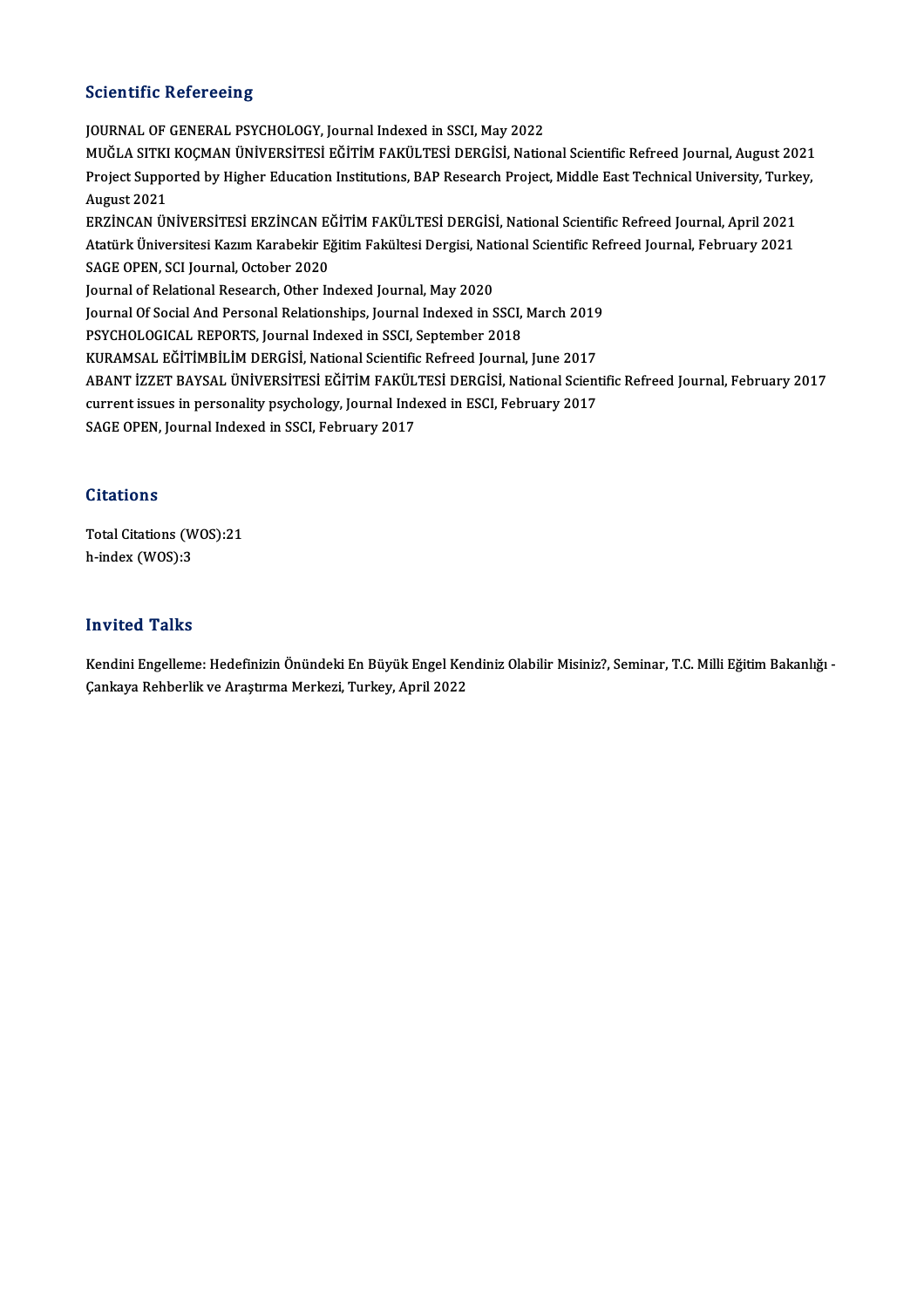## Scientific Refereeing

JOURNAL OF GENERAL PSYCHOLOGY, Journal Indexed in SSCI, May 2022
MUĞLA SITKI KOÇMAN ÜNİVERSİTESİ EĞİTİM FAKÜLTESİ DERGİSİ, National Scientific Refreed Journal, August 2021
Project Supported by Higher Education Institutions, BAP Research Project, Middle East Technical University, Turkey, August 2021
ERZİNCAN ÜNİVERSİTESİ ERZİNCAN EĞİTİM FAKÜLTESİ DERGİSİ, National Scientific Refreed Journal, April 2021
Atatürk Üniversitesi Kazım Karabekir Eğitim Fakültesi Dergisi, National Scientific Refreed Journal, February 2021
SAGE OPEN, SCI Journal, October 2020
Journal of Relational Research, Other Indexed Journal, May 2020
Journal Of Social And Personal Relationships, Journal Indexed in SSCI, March 2019
PSYCHOLOGICAL REPORTS, Journal Indexed in SSCI, September 2018
KURAMSAL EĞİTİMBİLİM DERGİSİ, National Scientific Refreed Journal, June 2017
ABANT İZZET BAYSAL ÜNİVERSİTESİ EĞİTİM FAKÜLTESİ DERGİSİ, National Scientific Refreed Journal, February 2017
current issues in personality psychology, Journal Indexed in ESCI, February 2017
SAGE OPEN, Journal Indexed in SSCI, February 2017

## Citations

Total Citations (WOS):21
h-index (WOS):3

## Invited Talks

Kendini Engelleme: Hedefinizin Önündeki En Büyük Engel Kendiniz Olabilir Misiniz?, Seminar, T.C. Milli Eğitim Bakanlığı - Çankaya Rehberlik ve Araştırma Merkezi, Turkey, April 2022